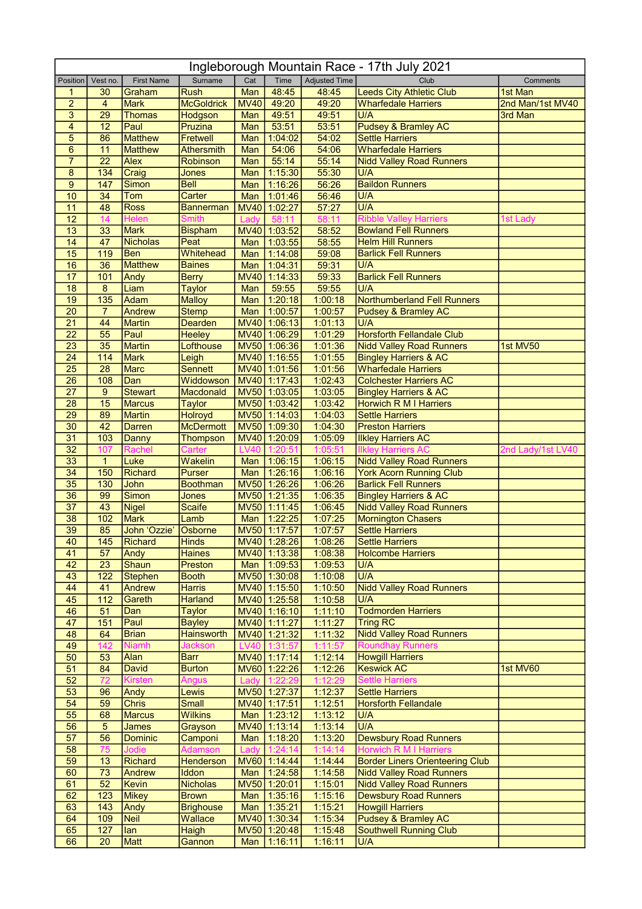# Ingleborough Mountain Race - 17th July 2021

| Position | Vest no. | First Name | Surname | Cat | Time | Adjusted Time | Club | Comments |
|---|---|---|---|---|---|---|---|---|
| 1 | 30 | Graham | Rush | Man | 48:45 | 48:45 | Leeds City Athletic Club | 1st Man |
| 2 | 4 | Mark | McGoldrick | MV40 | 49:20 | 49:20 | Wharfedale Harriers | 2nd Man/1st MV40 |
| 3 | 29 | Thomas | Hodgson | Man | 49:51 | 49:51 | U/A | 3rd Man |
| 4 | 12 | Paul | Pruzina | Man | 53:51 | 53:51 | Pudsey & Bramley AC | |
| 5 | 86 | Matthew | Fretwell | Man | 1:04:02 | 54:02 | Settle Harriers | |
| 6 | 11 | Matthew | Athersmith | Man | 54:06 | 54:06 | Wharfedale Harriers | |
| 7 | 22 | Alex | Robinson | Man | 55:14 | 55:14 | Nidd Valley Road Runners | |
| 8 | 134 | Craig | Jones | Man | 1:15:30 | 55:30 | U/A | |
| 9 | 147 | Simon | Bell | Man | 1:16:26 | 56:26 | Baildon Runners | |
| 10 | 34 | Tom | Carter | Man | 1:01:46 | 56:46 | U/A | |
| 11 | 48 | Ross | Bannerman | MV40 | 1:02:27 | 57:27 | U/A | |
| 12 | 14 | Helen | Smith | Lady | 58:11 | 58:11 | Ribble Valley Harriers | 1st Lady |
| 13 | 33 | Mark | Bispham | MV40 | 1:03:52 | 58:52 | Bowland Fell Runners | |
| 14 | 47 | Nicholas | Peat | Man | 1:03:55 | 58:55 | Helm Hill Runners | |
| 15 | 119 | Ben | Whitehead | Man | 1:14:08 | 59:08 | Barlick Fell Runners | |
| 16 | 36 | Matthew | Baines | Man | 1:04:31 | 59:31 | U/A | |
| 17 | 101 | Andy | Berry | MV40 | 1:14:33 | 59:33 | Barlick Fell Runners | |
| 18 | 8 | Liam | Taylor | Man | 59:55 | 59:55 | U/A | |
| 19 | 135 | Adam | Malloy | Man | 1:20:18 | 1:00:18 | Northumberland Fell Runners | |
| 20 | 7 | Andrew | Stemp | Man | 1:00:57 | 1:00:57 | Pudsey & Bramley AC | |
| 21 | 44 | Martin | Dearden | MV40 | 1:06:13 | 1:01:13 | U/A | |
| 22 | 55 | Paul | Heeley | MV40 | 1:06:29 | 1:01:29 | Horsforth Fellandale Club | |
| 23 | 35 | Martin | Lofthouse | MV50 | 1:06:36 | 1:01:36 | Nidd Valley Road Runners | 1st MV50 |
| 24 | 114 | Mark | Leigh | MV40 | 1:16:55 | 1:01:55 | Bingley Harriers & AC | |
| 25 | 28 | Marc | Sennett | MV40 | 1:01:56 | 1:01:56 | Wharfedale Harriers | |
| 26 | 108 | Dan | Widdowson | MV40 | 1:17:43 | 1:02:43 | Colchester Harriers AC | |
| 27 | 9 | Stewart | Macdonald | MV50 | 1:03:05 | 1:03:05 | Bingley Harriers & AC | |
| 28 | 15 | Marcus | Taylor | MV50 | 1:03:42 | 1:03:42 | Horwich R M I Harriers | |
| 29 | 89 | Martin | Holroyd | MV50 | 1:14:03 | 1:04:03 | Settle Harriers | |
| 30 | 42 | Darren | McDermott | MV50 | 1:09:30 | 1:04:30 | Preston Harriers | |
| 31 | 103 | Danny | Thompson | MV40 | 1:20:09 | 1:05:09 | Ilkley Harriers AC | |
| 32 | 107 | Rachel | Carter | LV40 | 1:20:51 | 1:05:51 | Ilkley Harriers AC | 2nd Lady/1st LV40 |
| 33 | 1 | Luke | Wakelin | Man | 1:06:15 | 1:06:15 | Nidd Valley Road Runners | |
| 34 | 150 | Richard | Purser | Man | 1:26:16 | 1:06:16 | York Acorn Running Club | |
| 35 | 130 | John | Boothman | MV50 | 1:26:26 | 1:06:26 | Barlick Fell Runners | |
| 36 | 99 | Simon | Jones | MV50 | 1:21:35 | 1:06:35 | Bingley Harriers & AC | |
| 37 | 43 | Nigel | Scaife | MV50 | 1:11:45 | 1:06:45 | Nidd Valley Road Runners | |
| 38 | 102 | Mark | Lamb | Man | 1:22:25 | 1:07:25 | Mornington Chasers | |
| 39 | 85 | John 'Ozzie' | Osborne | MV50 | 1:17:57 | 1:07:57 | Settle Harriers | |
| 40 | 145 | Richard | Hinds | MV40 | 1:28:26 | 1:08:26 | Settle Harriers | |
| 41 | 57 | Andy | Haines | MV40 | 1:13:38 | 1:08:38 | Holcombe Harriers | |
| 42 | 23 | Shaun | Preston | Man | 1:09:53 | 1:09:53 | U/A | |
| 43 | 122 | Stephen | Booth | MV50 | 1:30:08 | 1:10:08 | U/A | |
| 44 | 41 | Andrew | Harris | MV40 | 1:15:50 | 1:10:50 | Nidd Valley Road Runners | |
| 45 | 112 | Gareth | Harland | MV40 | 1:25:58 | 1:10:58 | U/A | |
| 46 | 51 | Dan | Taylor | MV40 | 1:16:10 | 1:11:10 | Todmorden Harriers | |
| 47 | 151 | Paul | Bayley | MV40 | 1:11:27 | 1:11:27 | Tring RC | |
| 48 | 64 | Brian | Hainsworth | MV40 | 1:21:32 | 1:11:32 | Nidd Valley Road Runners | |
| 49 | 142 | Niamh | Jackson | LV40 | 1:31:57 | 1:11:57 | Roundhay Runners | |
| 50 | 53 | Alan | Barr | MV40 | 1:17:14 | 1:12:14 | Howgill Harriers | |
| 51 | 84 | David | Burton | MV60 | 1:22:26 | 1:12:26 | Keswick AC | 1st MV60 |
| 52 | 72 | Kirsten | Angus | Lady | 1:22:29 | 1:12:29 | Settle Harriers | |
| 53 | 96 | Andy | Lewis | MV50 | 1:27:37 | 1:12:37 | Settle Harriers | |
| 54 | 59 | Chris | Small | MV40 | 1:17:51 | 1:12:51 | Horsforth Fellandale | |
| 55 | 68 | Marcus | Wilkins | Man | 1:23:12 | 1:13:12 | U/A | |
| 56 | 5 | James | Grayson | MV40 | 1:13:14 | 1:13:14 | U/A | |
| 57 | 56 | Dominic | Camponi | Man | 1:18:20 | 1:13:20 | Dewsbury Road Runners | |
| 58 | 75 | Jodie | Adamson | Lady | 1:24:14 | 1:14:14 | Horwich R M I Harriers | |
| 59 | 13 | Richard | Henderson | MV60 | 1:14:44 | 1:14:44 | Border Liners Orienteering Club | |
| 60 | 73 | Andrew | Iddon | Man | 1:24:58 | 1:14:58 | Nidd Valley Road Runners | |
| 61 | 52 | Kevin | Nicholas | MV50 | 1:20:01 | 1:15:01 | Nidd Valley Road Runners | |
| 62 | 123 | Mikey | Brown | Man | 1:35:16 | 1:15:16 | Dewsbury Road Runners | |
| 63 | 143 | Andy | Brighouse | Man | 1:35:21 | 1:15:21 | Howgill Harriers | |
| 64 | 109 | Neil | Wallace | MV40 | 1:30:34 | 1:15:34 | Pudsey & Bramley AC | |
| 65 | 127 | Ian | Haigh | MV50 | 1:20:48 | 1:15:48 | Southwell Running Club | |
| 66 | 20 | Matt | Gannon | Man | 1:16:11 | 1:16:11 | U/A | |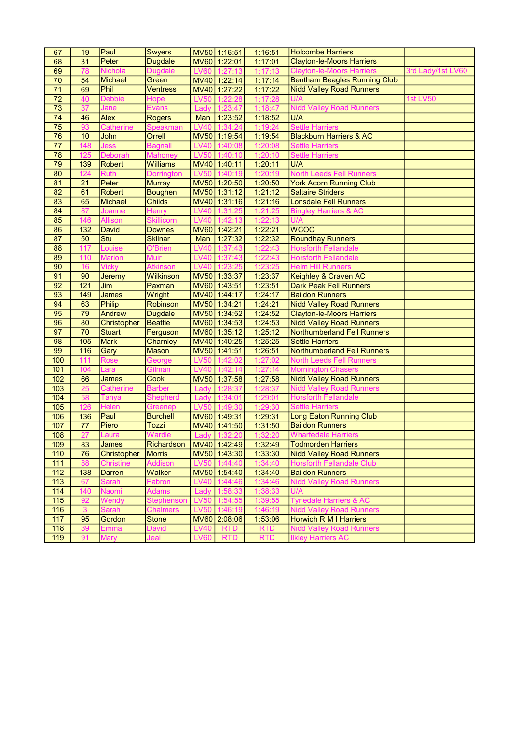| | | | | | | | | |
|---|---|---|---|---|---|---|---|---|
| 67 | 19 | Paul | Swyers | MV50 | 1:16:51 | 1:16:51 | Holcombe Harriers | |
| 68 | 31 | Peter | Dugdale | MV60 | 1:22:01 | 1:17:01 | Clayton-le-Moors Harriers | |
| 69 | 78 | Nichola | Dugdale | LV60 | 1:27:13 | 1:17:13 | Clayton-le-Moors Harriers | 3rd Lady/1st LV60 |
| 70 | 54 | Michael | Green | MV40 | 1:22:14 | 1:17:14 | Bentham Beagles Running Club | |
| 71 | 69 | Phil | Ventress | MV40 | 1:27:22 | 1:17:22 | Nidd Valley Road Runners | |
| 72 | 40 | Debbie | Hope | LV50 | 1:22:28 | 1:17:28 | U/A | 1st LV50 |
| 73 | 37 | Jane | Evans | Lady | 1:23:47 | 1:18:47 | Nidd Valley Road Runners | |
| 74 | 46 | Alex | Rogers | Man | 1:23:52 | 1:18:52 | U/A | |
| 75 | 93 | Catherine | Speakman | LV40 | 1:34:24 | 1:19:24 | Settle Harriers | |
| 76 | 10 | John | Orrell | MV50 | 1:19:54 | 1:19:54 | Blackburn Harriers & AC | |
| 77 | 148 | Jess | Bagnall | LV40 | 1:40:08 | 1:20:08 | Settle Harriers | |
| 78 | 125 | Deborah | Mahoney | LV50 | 1:40:10 | 1:20:10 | Settle Harriers | |
| 79 | 139 | Robert | Williams | MV40 | 1:40:11 | 1:20:11 | U/A | |
| 80 | 124 | Ruth | Dorrington | LV50 | 1:40:19 | 1:20:19 | North Leeds Fell Runners | |
| 81 | 21 | Peter | Murray | MV50 | 1:20:50 | 1:20:50 | York Acorn Running Club | |
| 82 | 61 | Robert | Boughen | MV50 | 1:31:12 | 1:21:12 | Saltaire Striders | |
| 83 | 65 | Michael | Childs | MV40 | 1:31:16 | 1:21:16 | Lonsdale Fell Runners | |
| 84 | 87 | Joanne | Henry | LV40 | 1:31:25 | 1:21:25 | Bingley Harriers & AC | |
| 85 | 146 | Allison | Skillicorn | LV40 | 1:42:13 | 1:22:13 | U/A | |
| 86 | 132 | David | Downes | MV60 | 1:42:21 | 1:22:21 | WCOC | |
| 87 | 50 | Stu | Sklinar | Man | 1:27:32 | 1:22:32 | Roundhay Runners | |
| 88 | 117 | Louise | O'Brien | LV40 | 1:37:43 | 1:22:43 | Horsforth Fellandale | |
| 89 | 110 | Marion | Muir | LV40 | 1:37:43 | 1:22:43 | Horsforth Fellandale | |
| 90 | 16 | Vicky | Atkinson | LV40 | 1:23:25 | 1:23:25 | Helm Hill Runners | |
| 91 | 90 | Jeremy | Wilkinson | MV50 | 1:33:37 | 1:23:37 | Keighley & Craven AC | |
| 92 | 121 | Jim | Paxman | MV60 | 1:43:51 | 1:23:51 | Dark Peak Fell Runners | |
| 93 | 149 | James | Wright | MV40 | 1:44:17 | 1:24:17 | Baildon Runners | |
| 94 | 63 | Philip | Robinson | MV50 | 1:34:21 | 1:24:21 | Nidd Valley Road Runners | |
| 95 | 79 | Andrew | Dugdale | MV50 | 1:34:52 | 1:24:52 | Clayton-le-Moors Harriers | |
| 96 | 80 | Christopher | Beattie | MV60 | 1:34:53 | 1:24:53 | Nidd Valley Road Runners | |
| 97 | 70 | Stuart | Ferguson | MV60 | 1:35:12 | 1:25:12 | Northumberland Fell Runners | |
| 98 | 105 | Mark | Charnley | MV40 | 1:40:25 | 1:25:25 | Settle Harriers | |
| 99 | 116 | Gary | Mason | MV50 | 1:41:51 | 1:26:51 | Northumberland Fell Runners | |
| 100 | 111 | Rose | George | LV50 | 1:42:02 | 1:27:02 | North Leeds Fell Runners | |
| 101 | 104 | Lara | Gilman | LV40 | 1:42:14 | 1:27:14 | Mornington Chasers | |
| 102 | 66 | James | Cook | MV50 | 1:37:58 | 1:27:58 | Nidd Valley Road Runners | |
| 103 | 25 | Catherine | Barber | Lady | 1:28:37 | 1:28:37 | Nidd Valley Road Runners | |
| 104 | 58 | Tanya | Shepherd | Lady | 1:34:01 | 1:29:01 | Horsforth Fellandale | |
| 105 | 126 | Helen | Greenep | LV50 | 1:49:30 | 1:29:30 | Settle Harriers | |
| 106 | 136 | Paul | Burchell | MV60 | 1:49:31 | 1:29:31 | Long Eaton Running Club | |
| 107 | 77 | Piero | Tozzi | MV40 | 1:41:50 | 1:31:50 | Baildon Runners | |
| 108 | 27 | Laura | Wardle | Lady | 1:32:20 | 1:32:20 | Wharfedale Harriers | |
| 109 | 83 | James | Richardson | MV40 | 1:42:49 | 1:32:49 | Todmorden Harriers | |
| 110 | 76 | Christopher | Morris | MV50 | 1:43:30 | 1:33:30 | Nidd Valley Road Runners | |
| 111 | 88 | Christine | Addison | LV50 | 1:44:40 | 1:34:40 | Horsforth Fellandale Club | |
| 112 | 138 | Darren | Walker | MV50 | 1:54:40 | 1:34:40 | Baildon Runners | |
| 113 | 67 | Sarah | Fabron | LV40 | 1:44:46 | 1:34:46 | Nidd Valley Road Runners | |
| 114 | 140 | Naomi | Adams | Lady | 1:58:33 | 1:38:33 | U/A | |
| 115 | 92 | Wendy | Stephenson | LV50 | 1:54:55 | 1:39:55 | Tynedale Harriers & AC | |
| 116 | 3 | Sarah | Chalmers | LV50 | 1:46:19 | 1:46:19 | Nidd Valley Road Runners | |
| 117 | 95 | Gordon | Stone | MV60 | 2:08:06 | 1:53:06 | Horwich R M I Harriers | |
| 118 | 39 | Emma | David | LV40 | RTD | RTD | Nidd Valley Road Runners | |
| 119 | 91 | Mary | Jeal | LV60 | RTD | RTD | Ilkley Harriers AC | |